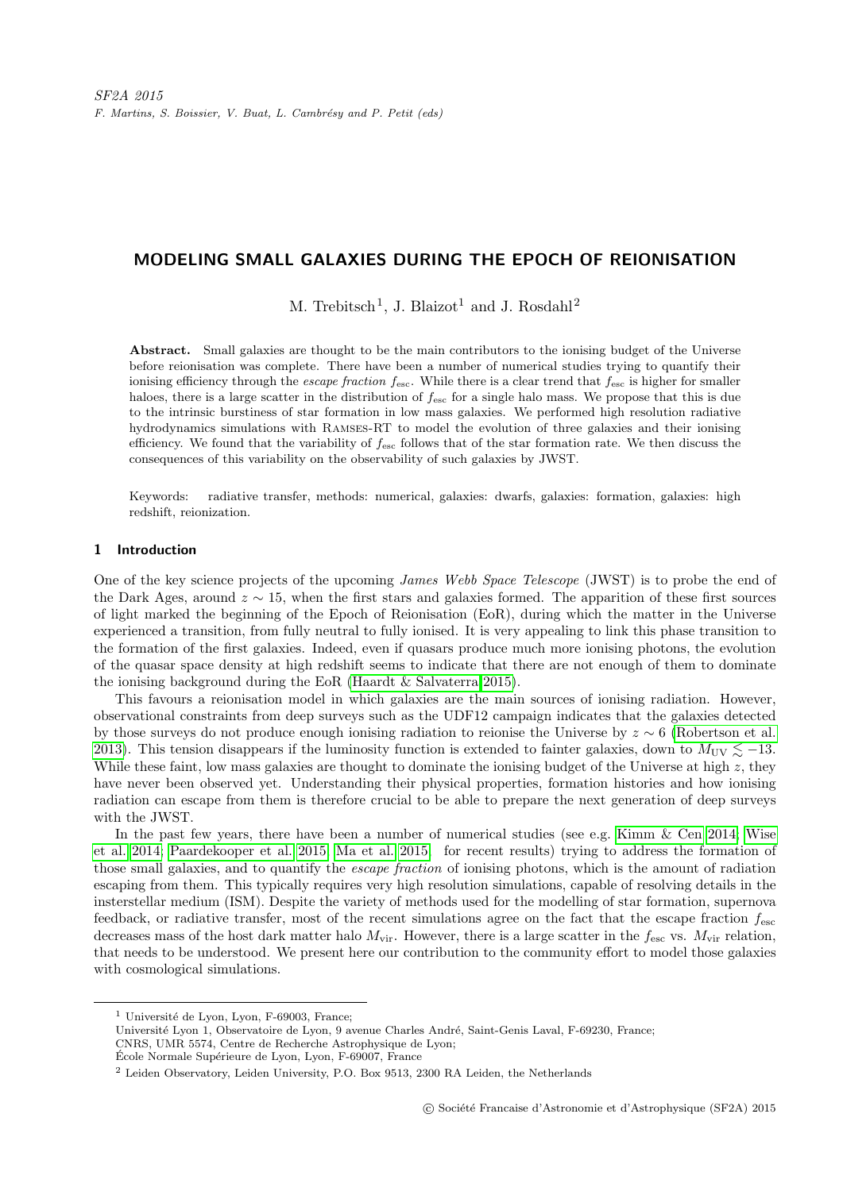SF2A 2015
F. Martins, S. Boissier, V. Buat, L. Cambrésy and P. Petit (eds)

# MODELING SMALL GALAXIES DURING THE EPOCH OF REIONISATION

M. Trebitsch[1], J. Blaizot[1] and J. Rosdahl[2]

**Abstract.** Small galaxies are thought to be the main contributors to the ionising budget of the Universe before reionisation was complete. There have been a number of numerical studies trying to quantify their ionising efficiency through the *escape fraction* $f_{\rm esc}$. While there is a clear trend that $f_{\rm esc}$ is higher for smaller haloes, there is a large scatter in the distribution of $f_{\rm esc}$ for a single halo mass. We propose that this is due to the intrinsic burstiness of star formation in low mass galaxies. We performed high resolution radiative hydrodynamics simulations with Ramses-RT to model the evolution of three galaxies and their ionising efficiency. We found that the variability of $f_{\rm esc}$ follows that of the star formation rate. We then discuss the consequences of this variability on the observability of such galaxies by JWST.

Keywords: radiative transfer, methods: numerical, galaxies: dwarfs, galaxies: formation, galaxies: high redshift, reionization.

## 1 Introduction

One of the key science projects of the upcoming *James Webb Space Telescope* (JWST) is to probe the end of the Dark Ages, around $z \sim 15$, when the first stars and galaxies formed. The apparition of these first sources of light marked the beginning of the Epoch of Reionisation (EoR), during which the matter in the Universe experienced a transition, from fully neutral to fully ionised. It is very appealing to link this phase transition to the formation of the first galaxies. Indeed, even if quasars produce much more ionising photons, the evolution of the quasar space density at high redshift seems to indicate that there are not enough of them to dominate the ionising background during the EoR (Haardt & Salvaterra 2015).

This favours a reionisation model in which galaxies are the main sources of ionising radiation. However, observational constraints from deep surveys such as the UDF12 campaign indicates that the galaxies detected by those surveys do not produce enough ionising radiation to reionise the Universe by $z \sim 6$ (Robertson et al. 2013). This tension disappears if the luminosity function is extended to fainter galaxies, down to $M_{\rm UV} \lesssim -13$. While these faint, low mass galaxies are thought to dominate the ionising budget of the Universe at high $z$, they have never been observed yet. Understanding their physical properties, formation histories and how ionising radiation can escape from them is therefore crucial to be able to prepare the next generation of deep surveys with the JWST.

In the past few years, there have been a number of numerical studies (see e.g. Kimm & Cen 2014; Wise et al. 2014; Paardekooper et al. 2015; Ma et al. 2015, for recent results) trying to address the formation of those small galaxies, and to quantify the *escape fraction* of ionising photons, which is the amount of radiation escaping from them. This typically requires very high resolution simulations, capable of resolving details in the insterstellar medium (ISM). Despite the variety of methods used for the modelling of star formation, supernova feedback, or radiative transfer, most of the recent simulations agree on the fact that the escape fraction $f_{\rm esc}$ decreases mass of the host dark matter halo $M_{\rm vir}$. However, there is a large scatter in the $f_{\rm esc}$ vs. $M_{\rm vir}$ relation, that needs to be understood. We present here our contribution to the community effort to model those galaxies with cosmological simulations.

[1] Université de Lyon, Lyon, F-69003, France;
Université Lyon 1, Observatoire de Lyon, 9 avenue Charles André, Saint-Genis Laval, F-69230, France;
CNRS, UMR 5574, Centre de Recherche Astrophysique de Lyon;
École Normale Supérieure de Lyon, Lyon, F-69007, France

[2] Leiden Observatory, Leiden University, P.O. Box 9513, 2300 RA Leiden, the Netherlands

© Société Francaise d'Astronomie et d'Astrophysique (SF2A) 2015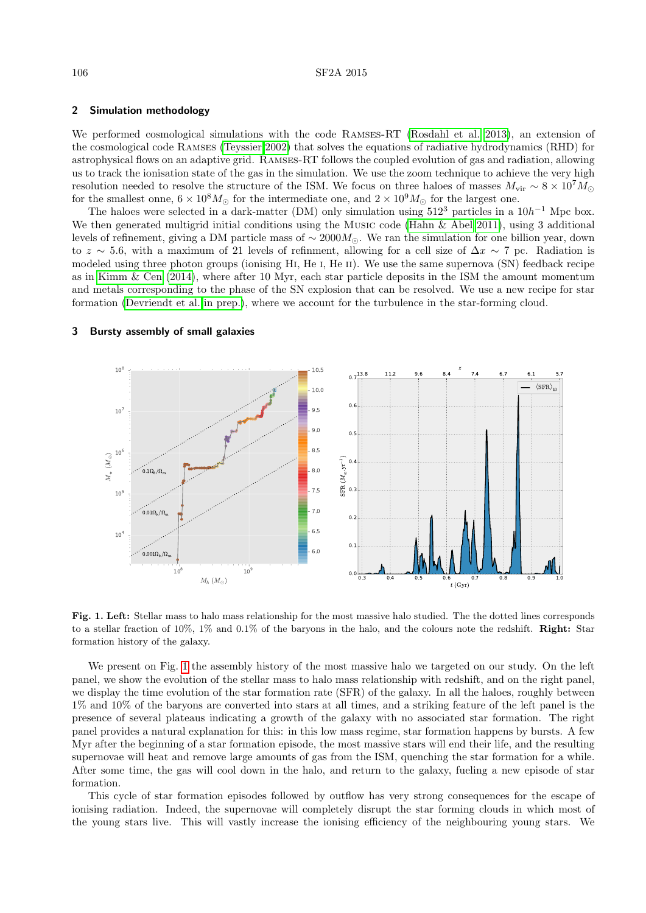## 2 Simulation methodology

We performed cosmological simulations with the code RAMSES-RT (Rosdahl et al. 2013), an extension of the cosmological code RAMSES (Teyssier 2002) that solves the equations of radiative hydrodynamics (RHD) for astrophysical flows on an adaptive grid. RAMSES-RT follows the coupled evolution of gas and radiation, allowing us to track the ionisation state of the gas in the simulation. We use the zoom technique to achieve the very high resolution needed to resolve the structure of the ISM. We focus on three haloes of masses $M_{\rm vir} \sim 8 \times 10^7 M_\odot$ for the smallest onne, $6 \times 10^8 M_\odot$ for the intermediate one, and $2 \times 10^9 M_\odot$ for the largest one.

The haloes were selected in a dark-matter (DM) only simulation using $512^3$ particles in a $10h^{-1}$ Mpc box. We then generated multigrid initial conditions using the MUSIC code (Hahn & Abel 2011), using 3 additional levels of refinement, giving a DM particle mass of $\sim 2000 M_\odot$. We ran the simulation for one billion year, down to $z \sim 5.6$, with a maximum of 21 levels of refinment, allowing for a cell size of $\Delta x \sim 7$ pc. Radiation is modeled using three photon groups (ionising HI, He I, He II). We use the same supernova (SN) feedback recipe as in Kimm & Cen (2014), where after 10 Myr, each star particle deposits in the ISM the amount momentum and metals corresponding to the phase of the SN explosion that can be resolved. We use a new recipe for star formation (Devriendt et al. in prep.), where we account for the turbulence in the star-forming cloud.

## 3 Bursty assembly of small galaxies

**Fig. 1. Left:** Stellar mass to halo mass relationship for the most massive halo studied. The the dotted lines corresponds to a stellar fraction of 10%, 1% and 0.1% of the baryons in the halo, and the colours note the redshift. **Right:** Star formation history of the galaxy.

We present on Fig. 1 the assembly history of the most massive halo we targeted on our study. On the left panel, we show the evolution of the stellar mass to halo mass relationship with redshift, and on the right panel, we display the time evolution of the star formation rate (SFR) of the galaxy. In all the haloes, roughly between 1% and 10% of the baryons are converted into stars at all times, and a striking feature of the left panel is the presence of several plateaus indicating a growth of the galaxy with no associated star formation. The right panel provides a natural explanation for this: in this low mass regime, star formation happens by bursts. A few Myr after the beginning of a star formation episode, the most massive stars will end their life, and the resulting supernovae will heat and remove large amounts of gas from the ISM, quenching the star formation for a while. After some time, the gas will cool down in the halo, and return to the galaxy, fueling a new episode of star formation.

This cycle of star formation episodes followed by outflow has very strong consequences for the escape of ionising radiation. Indeed, the supernovae will completely disrupt the star forming clouds in which most of the young stars live. This will vastly increase the ionising efficiency of the neighbouring young stars. We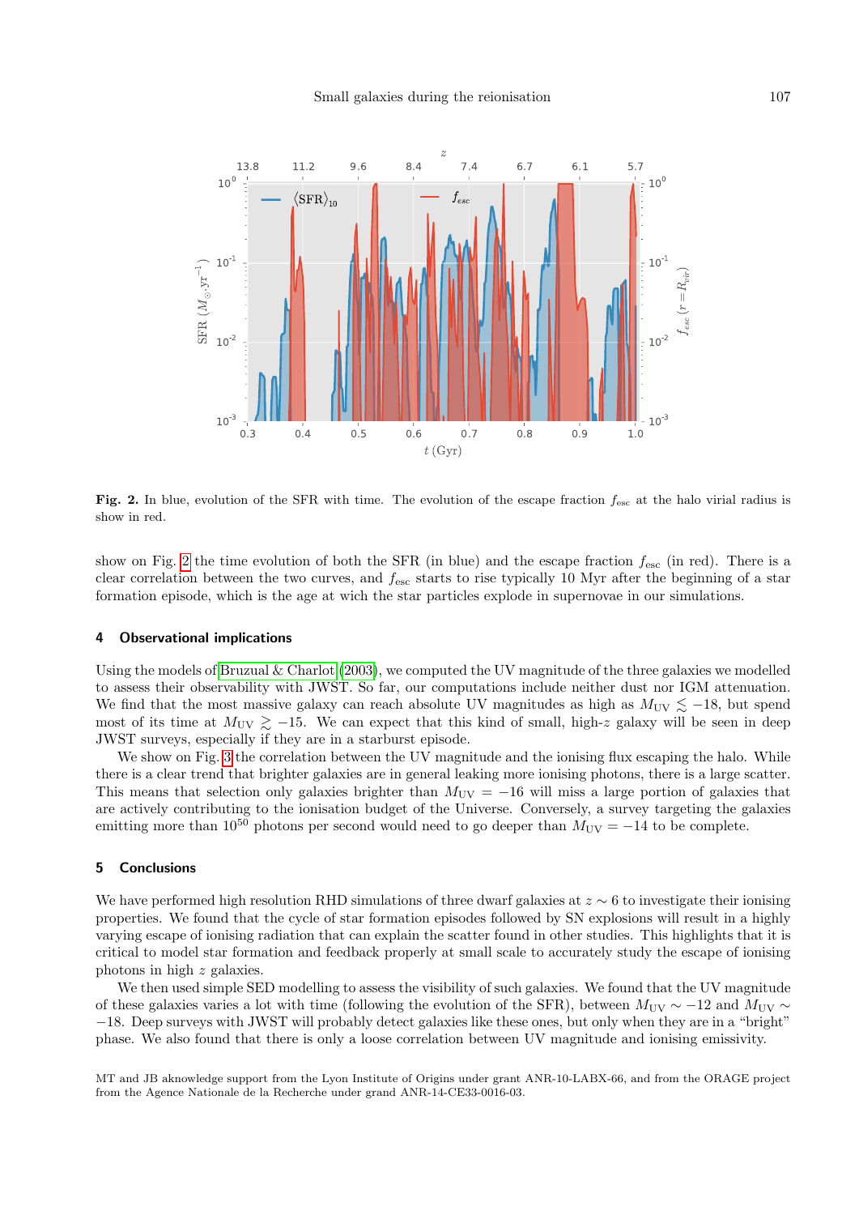**Fig. 2.** In blue, evolution of the SFR with time. The evolution of the escape fraction $f_{\rm esc}$ at the halo virial radius is show in red.

show on Fig. 2 the time evolution of both the SFR (in blue) and the escape fraction $f_{\rm esc}$ (in red). There is a clear correlation between the two curves, and $f_{\rm esc}$ starts to rise typically 10 Myr after the beginning of a star formation episode, which is the age at wich the star particles explode in supernovae in our simulations.

## 4 Observational implications

Using the models of Bruzual & Charlot (2003), we computed the UV magnitude of the three galaxies we modelled to assess their observability with JWST. So far, our computations include neither dust nor IGM attenuation. We find that the most massive galaxy can reach absolute UV magnitudes as high as $M_{\rm UV} \lesssim -18$, but spend most of its time at $M_{\rm UV} \gtrsim -15$. We can expect that this kind of small, high-$z$ galaxy will be seen in deep JWST surveys, especially if they are in a starburst episode.

We show on Fig. 3 the correlation between the UV magnitude and the ionising flux escaping the halo. While there is a clear trend that brighter galaxies are in general leaking more ionising photons, there is a large scatter. This means that selection only galaxies brighter than $M_{\rm UV} = -16$ will miss a large portion of galaxies that are actively contributing to the ionisation budget of the Universe. Conversely, a survey targeting the galaxies emitting more than $10^{50}$ photons per second would need to go deeper than $M_{\rm UV} = -14$ to be complete.

## 5 Conclusions

We have performed high resolution RHD simulations of three dwarf galaxies at $z \sim 6$ to investigate their ionising properties. We found that the cycle of star formation episodes followed by SN explosions will result in a highly varying escape of ionising radiation that can explain the scatter found in other studies. This highlights that it is critical to model star formation and feedback properly at small scale to accurately study the escape of ionising photons in high $z$ galaxies.

We then used simple SED modelling to assess the visibility of such galaxies. We found that the UV magnitude of these galaxies varies a lot with time (following the evolution of the SFR), between $M_{\rm UV} \sim -12$ and $M_{\rm UV} \sim -18$. Deep surveys with JWST will probably detect galaxies like these ones, but only when they are in a "bright" phase. We also found that there is only a loose correlation between UV magnitude and ionising emissivity.

MT and JB aknowledge support from the Lyon Institute of Origins under grant ANR-10-LABX-66, and from the ORAGE project from the Agence Nationale de la Recherche under grand ANR-14-CE33-0016-03.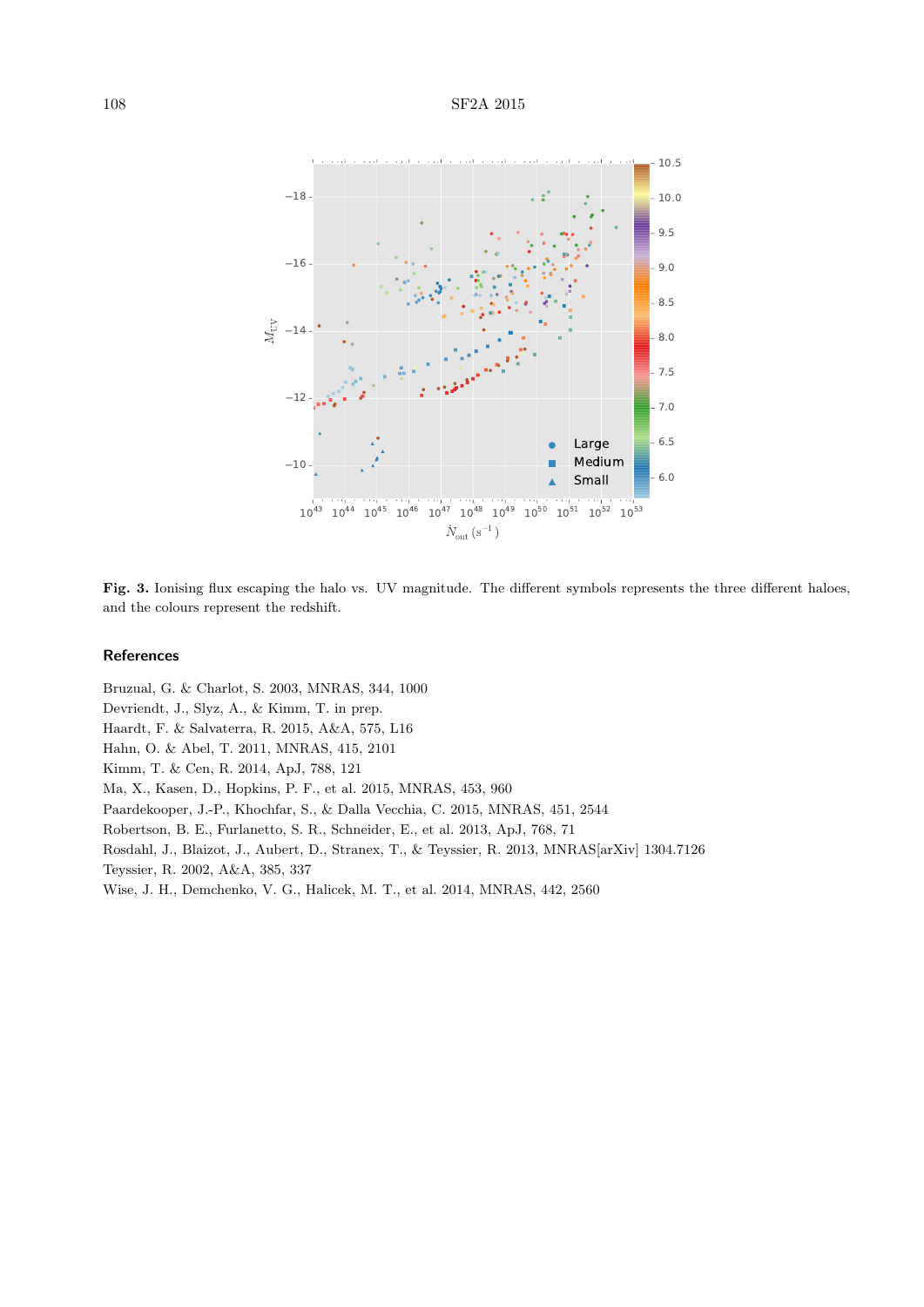$-18$
$-16$
$-14$
$-12$
$-10$
$M_{\rm UV}$
$10^{43}$ $10^{44}$ $10^{45}$ $10^{46}$ $10^{47}$ $10^{48}$ $10^{49}$ $10^{50}$ $10^{51}$ $10^{52}$ $10^{53}$
$\dot{N}_{\rm out}\,({\rm s}^{-1})$
Large
Medium
Small
10.5
10.0
9.5
9.0
8.5
8.0
7.5
7.0
6.5
6.0

**Fig. 3.** Ionising flux escaping the halo vs. UV magnitude. The different symbols represents the three different haloes, and the colours represent the redshift.

## References

Bruzual, G. & Charlot, S. 2003, MNRAS, 344, 1000

Devriendt, J., Slyz, A., & Kimm, T. in prep.

Haardt, F. & Salvaterra, R. 2015, A&A, 575, L16

Hahn, O. & Abel, T. 2011, MNRAS, 415, 2101

Kimm, T. & Cen, R. 2014, ApJ, 788, 121

Ma, X., Kasen, D., Hopkins, P. F., et al. 2015, MNRAS, 453, 960

Paardekooper, J.-P., Khochfar, S., & Dalla Vecchia, C. 2015, MNRAS, 451, 2544

Robertson, B. E., Furlanetto, S. R., Schneider, E., et al. 2013, ApJ, 768, 71

Rosdahl, J., Blaizot, J., Aubert, D., Stranex, T., & Teyssier, R. 2013, MNRAS[arXiv] 1304.7126

Teyssier, R. 2002, A&A, 385, 337

Wise, J. H., Demchenko, V. G., Halicek, M. T., et al. 2014, MNRAS, 442, 2560